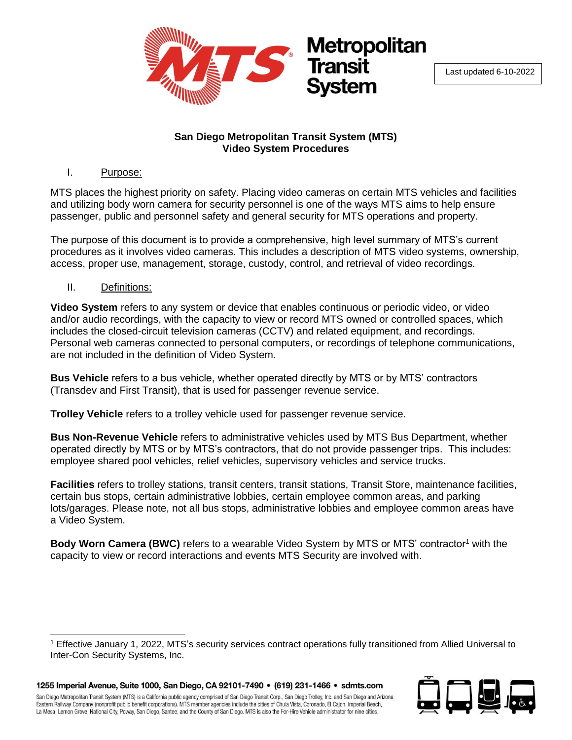Last updated 6-10-2022

**San Diego Metropolitan Transit System (MTS)**
**Video System Procedures**

## I. Purpose:

MTS places the highest priority on safety. Placing video cameras on certain MTS vehicles and facilities and utilizing body worn camera for security personnel is one of the ways MTS aims to help ensure passenger, public and personnel safety and general security for MTS operations and property.

The purpose of this document is to provide a comprehensive, high level summary of MTS's current procedures as it involves video cameras. This includes a description of MTS video systems, ownership, access, proper use, management, storage, custody, control, and retrieval of video recordings.

## II. Definitions:

**Video System** refers to any system or device that enables continuous or periodic video, or video and/or audio recordings, with the capacity to view or record MTS owned or controlled spaces, which includes the closed-circuit television cameras (CCTV) and related equipment, and recordings. Personal web cameras connected to personal computers, or recordings of telephone communications, are not included in the definition of Video System.

**Bus Vehicle** refers to a bus vehicle, whether operated directly by MTS or by MTS' contractors (Transdev and First Transit), that is used for passenger revenue service.

**Trolley Vehicle** refers to a trolley vehicle used for passenger revenue service.

**Bus Non-Revenue Vehicle** refers to administrative vehicles used by MTS Bus Department, whether operated directly by MTS or by MTS's contractors, that do not provide passenger trips. This includes: employee shared pool vehicles, relief vehicles, supervisory vehicles and service trucks.

**Facilities** refers to trolley stations, transit centers, transit stations, Transit Store, maintenance facilities, certain bus stops, certain administrative lobbies, certain employee common areas, and parking lots/garages. Please note, not all bus stops, administrative lobbies and employee common areas have a Video System.

**Body Worn Camera (BWC)** refers to a wearable Video System by MTS or MTS' contractor[1] with the capacity to view or record interactions and events MTS Security are involved with.

---

[1] Effective January 1, 2022, MTS's security services contract operations fully transitioned from Allied Universal to Inter-Con Security Systems, Inc.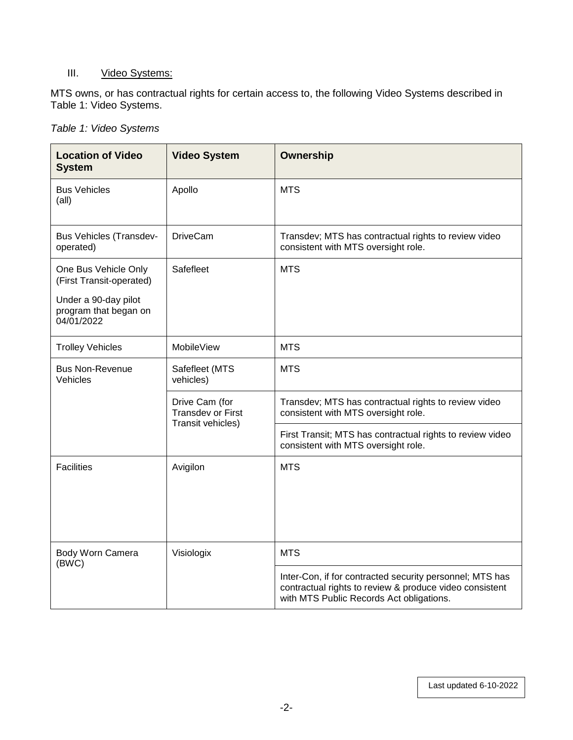## III. Video Systems:

MTS owns, or has contractual rights for certain access to, the following Video Systems described in Table 1: Video Systems.

*Table 1: Video Systems*

| Location of Video System | Video System | Ownership |
|---|---|---|
| Bus Vehicles (all) | Apollo | MTS |
| Bus Vehicles (Transdev-operated) | DriveCam | Transdev; MTS has contractual rights to review video consistent with MTS oversight role. |
| One Bus Vehicle Only (First Transit-operated)<br><br>Under a 90-day pilot program that began on 04/01/2022 | Safefleet | MTS |
| Trolley Vehicles | MobileView | MTS |
| Bus Non-Revenue Vehicles | Safefleet (MTS vehicles) | MTS |
| | Drive Cam (for Transdev or First Transit vehicles) | Transdev; MTS has contractual rights to review video consistent with MTS oversight role. |
| | | First Transit; MTS has contractual rights to review video consistent with MTS oversight role. |
| Facilities | Avigilon | MTS |
| Body Worn Camera (BWC) | Visiologix | MTS |
| | | Inter-Con, if for contracted security personnel; MTS has contractual rights to review & produce video consistent with MTS Public Records Act obligations. |

Last updated 6-10-2022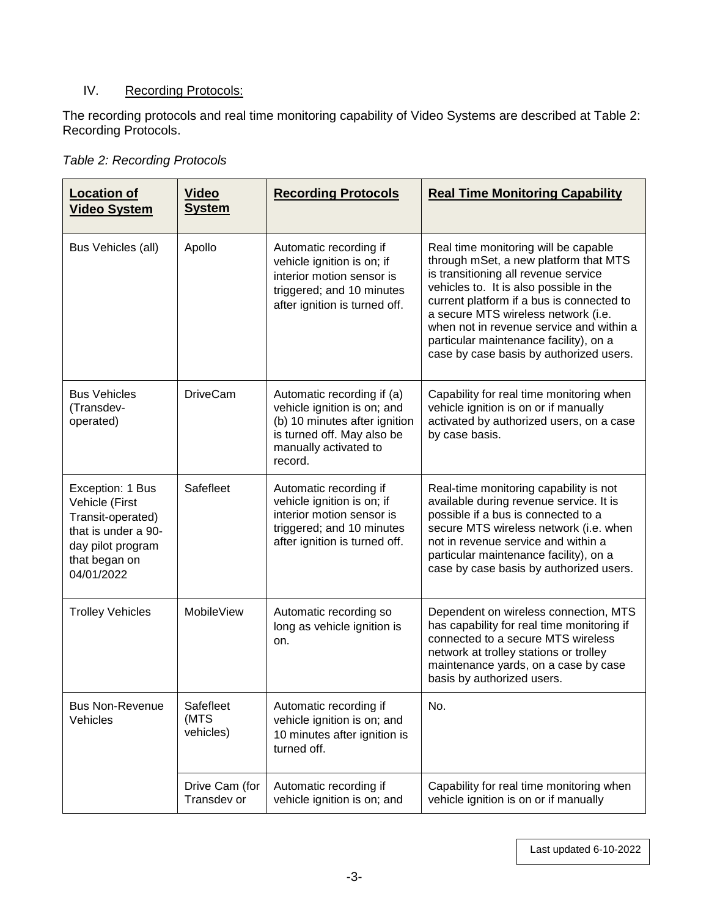## IV. Recording Protocols:

The recording protocols and real time monitoring capability of Video Systems are described at Table 2: Recording Protocols.

*Table 2: Recording Protocols*

| **Location of Video System** | **Video System** | **Recording Protocols** | **Real Time Monitoring Capability** |
|---|---|---|---|
| Bus Vehicles (all) | Apollo | Automatic recording if vehicle ignition is on; if interior motion sensor is triggered; and 10 minutes after ignition is turned off. | Real time monitoring will be capable through mSet, a new platform that MTS is transitioning all revenue service vehicles to. It is also possible in the current platform if a bus is connected to a secure MTS wireless network (i.e. when not in revenue service and within a particular maintenance facility), on a case by case basis by authorized users. |
| Bus Vehicles (Transdev-operated) | DriveCam | Automatic recording if (a) vehicle ignition is on; and (b) 10 minutes after ignition is turned off. May also be manually activated to record. | Capability for real time monitoring when vehicle ignition is on or if manually activated by authorized users, on a case by case basis. |
| Exception: 1 Bus Vehicle (First Transit-operated) that is under a 90-day pilot program that began on 04/01/2022 | Safefleet | Automatic recording if vehicle ignition is on; if interior motion sensor is triggered; and 10 minutes after ignition is turned off. | Real-time monitoring capability is not available during revenue service. It is possible if a bus is connected to a secure MTS wireless network (i.e. when not in revenue service and within a particular maintenance facility), on a case by case basis by authorized users. |
| Trolley Vehicles | MobileView | Automatic recording so long as vehicle ignition is on. | Dependent on wireless connection, MTS has capability for real time monitoring if connected to a secure MTS wireless network at trolley stations or trolley maintenance yards, on a case by case basis by authorized users. |
| Bus Non-Revenue Vehicles | Safefleet (MTS vehicles) | Automatic recording if vehicle ignition is on; and 10 minutes after ignition is turned off. | No. |
| | Drive Cam (for Transdev or | Automatic recording if vehicle ignition is on; and | Capability for real time monitoring when vehicle ignition is on or if manually |

Last updated 6-10-2022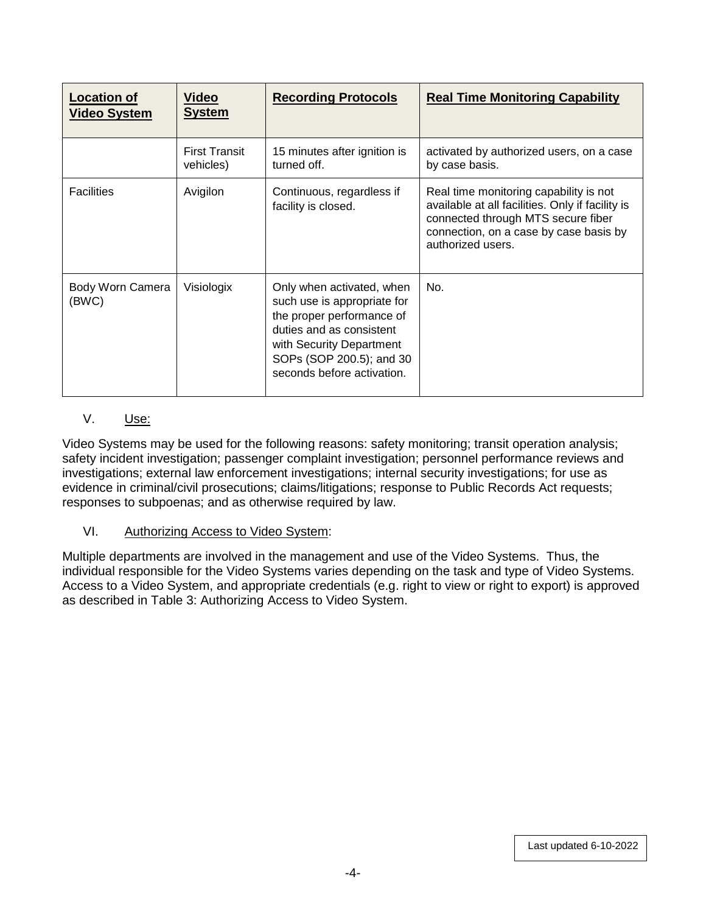| Location of Video System | Video System | Recording Protocols | Real Time Monitoring Capability |
|---|---|---|---|
| | First Transit vehicles) | 15 minutes after ignition is turned off. | activated by authorized users, on a case by case basis. |
| Facilities | Avigilon | Continuous, regardless if facility is closed. | Real time monitoring capability is not available at all facilities. Only if facility is connected through MTS secure fiber connection, on a case by case basis by authorized users. |
| Body Worn Camera (BWC) | Visiologix | Only when activated, when such use is appropriate for the proper performance of duties and as consistent with Security Department SOPs (SOP 200.5); and 30 seconds before activation. | No. |

V. Use:

Video Systems may be used for the following reasons: safety monitoring; transit operation analysis; safety incident investigation; passenger complaint investigation; personnel performance reviews and investigations; external law enforcement investigations; internal security investigations; for use as evidence in criminal/civil prosecutions; claims/litigations; response to Public Records Act requests; responses to subpoenas; and as otherwise required by law.

VI. Authorizing Access to Video System:

Multiple departments are involved in the management and use of the Video Systems. Thus, the individual responsible for the Video Systems varies depending on the task and type of Video Systems. Access to a Video System, and appropriate credentials (e.g. right to view or right to export) is approved as described in Table 3: Authorizing Access to Video System.

Last updated 6-10-2022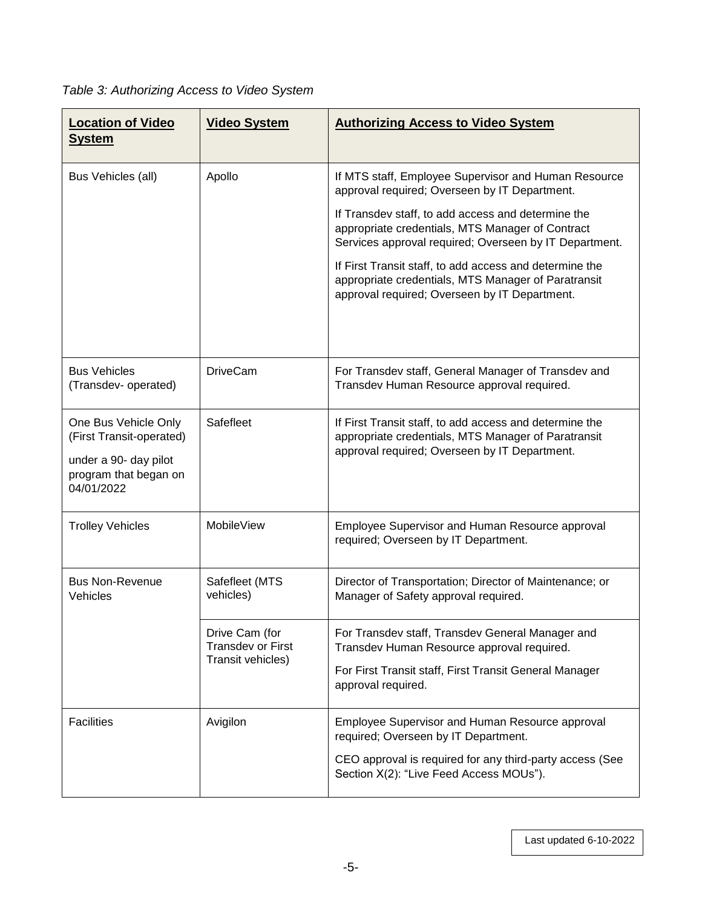*Table 3: Authorizing Access to Video System*

| **Location of Video System** | **Video System** | **Authorizing Access to Video System** |
|---|---|---|
| Bus Vehicles (all) | Apollo | If MTS staff, Employee Supervisor and Human Resource approval required; Overseen by IT Department.<br><br>If Transdev staff, to add access and determine the appropriate credentials, MTS Manager of Contract Services approval required; Overseen by IT Department.<br><br>If First Transit staff, to add access and determine the appropriate credentials, MTS Manager of Paratransit approval required; Overseen by IT Department. |
| Bus Vehicles (Transdev- operated) | DriveCam | For Transdev staff, General Manager of Transdev and Transdev Human Resource approval required. |
| One Bus Vehicle Only (First Transit-operated)<br><br>under a 90- day pilot program that began on 04/01/2022 | Safefleet | If First Transit staff, to add access and determine the appropriate credentials, MTS Manager of Paratransit approval required; Overseen by IT Department. |
| Trolley Vehicles | MobileView | Employee Supervisor and Human Resource approval required; Overseen by IT Department. |
| Bus Non-Revenue Vehicles | Safefleet (MTS vehicles) | Director of Transportation; Director of Maintenance; or Manager of Safety approval required. |
| | Drive Cam (for Transdev or First Transit vehicles) | For Transdev staff, Transdev General Manager and Transdev Human Resource approval required.<br><br>For First Transit staff, First Transit General Manager approval required. |
| Facilities | Avigilon | Employee Supervisor and Human Resource approval required; Overseen by IT Department.<br><br>CEO approval is required for any third-party access (See Section X(2): "Live Feed Access MOUs"). |

Last updated 6-10-2022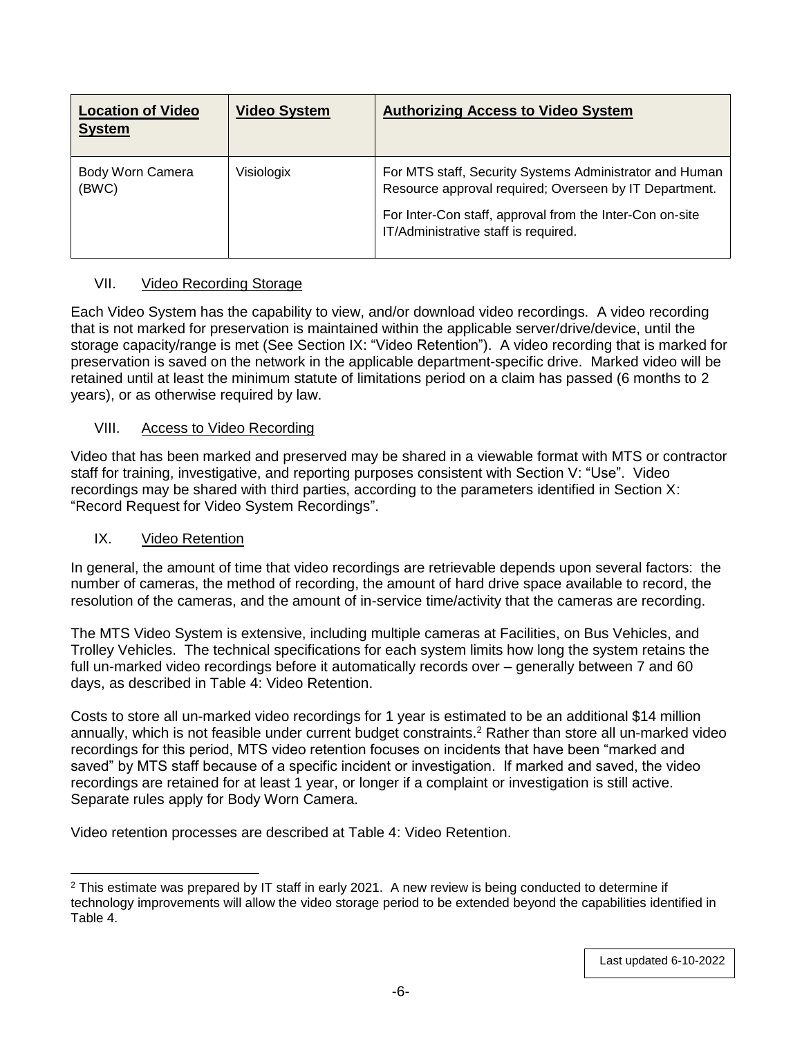| Location of Video System | Video System | Authorizing Access to Video System |
| --- | --- | --- |
| Body Worn Camera (BWC) | Visiologix | For MTS staff, Security Systems Administrator and Human Resource approval required; Overseen by IT Department. For Inter-Con staff, approval from the Inter-Con on-site IT/Administrative staff is required. |

## VII. Video Recording Storage

Each Video System has the capability to view, and/or download video recordings. A video recording that is not marked for preservation is maintained within the applicable server/drive/device, until the storage capacity/range is met (See Section IX: "Video Retention"). A video recording that is marked for preservation is saved on the network in the applicable department-specific drive. Marked video will be retained until at least the minimum statute of limitations period on a claim has passed (6 months to 2 years), or as otherwise required by law.

## VIII. Access to Video Recording

Video that has been marked and preserved may be shared in a viewable format with MTS or contractor staff for training, investigative, and reporting purposes consistent with Section V: "Use". Video recordings may be shared with third parties, according to the parameters identified in Section X: "Record Request for Video System Recordings".

## IX. Video Retention

In general, the amount of time that video recordings are retrievable depends upon several factors: the number of cameras, the method of recording, the amount of hard drive space available to record, the resolution of the cameras, and the amount of in-service time/activity that the cameras are recording.

The MTS Video System is extensive, including multiple cameras at Facilities, on Bus Vehicles, and Trolley Vehicles. The technical specifications for each system limits how long the system retains the full un-marked video recordings before it automatically records over – generally between 7 and 60 days, as described in Table 4: Video Retention.

Costs to store all un-marked video recordings for 1 year is estimated to be an additional $14 million annually, which is not feasible under current budget constraints.[2] Rather than store all un-marked video recordings for this period, MTS video retention focuses on incidents that have been "marked and saved" by MTS staff because of a specific incident or investigation. If marked and saved, the video recordings are retained for at least 1 year, or longer if a complaint or investigation is still active. Separate rules apply for Body Worn Camera.

Video retention processes are described at Table 4: Video Retention.

[2] This estimate was prepared by IT staff in early 2021. A new review is being conducted to determine if technology improvements will allow the video storage period to be extended beyond the capabilities identified in Table 4.

Last updated 6-10-2022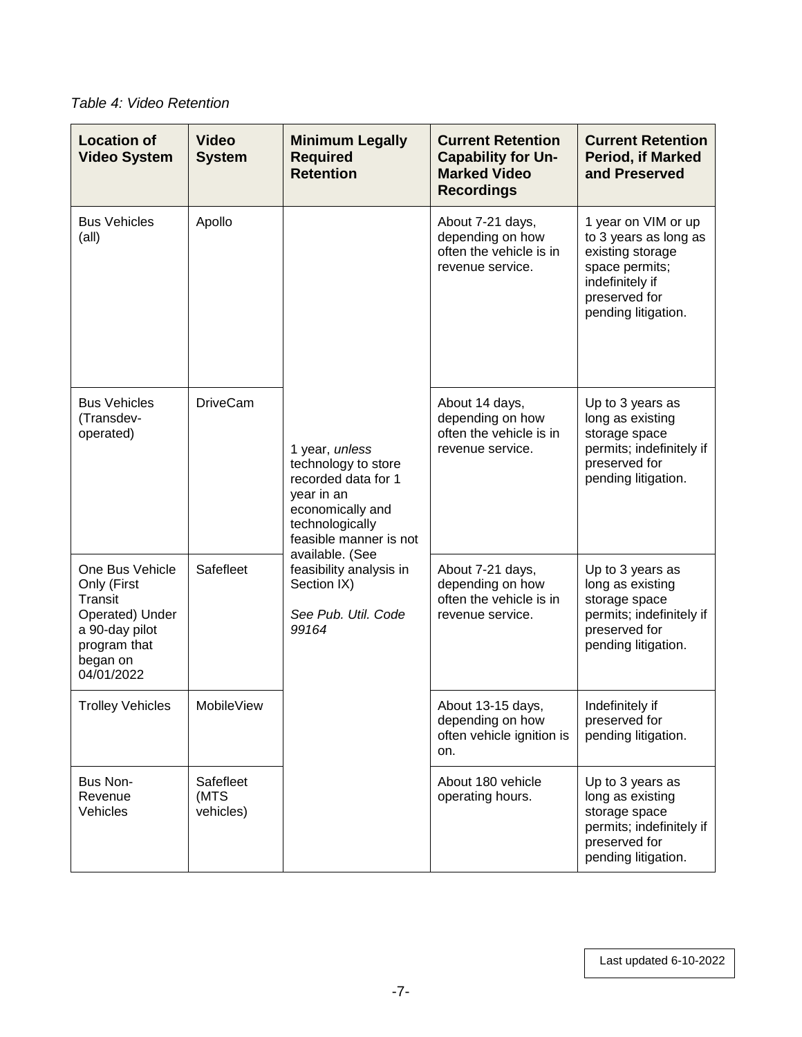*Table 4: Video Retention*

| Location of Video System | Video System | Minimum Legally Required Retention | Current Retention Capability for Un-Marked Video Recordings | Current Retention Period, if Marked and Preserved |
|---|---|---|---|---|
| Bus Vehicles (all) | Apollo | 1 year, *unless* technology to store recorded data for 1 year in an economically and technologically feasible manner is not available. (See feasibility analysis in Section IX) *See Pub. Util. Code 99164* | About 7-21 days, depending on how often the vehicle is in revenue service. | 1 year on VIM or up to 3 years as long as existing storage space permits; indefinitely if preserved for pending litigation. |
| Bus Vehicles (Transdev-operated) | DriveCam | | About 14 days, depending on how often the vehicle is in revenue service. | Up to 3 years as long as existing storage space permits; indefinitely if preserved for pending litigation. |
| One Bus Vehicle Only (First Transit Operated) Under a 90-day pilot program that began on 04/01/2022 | Safefleet | | About 7-21 days, depending on how often the vehicle is in revenue service. | Up to 3 years as long as existing storage space permits; indefinitely if preserved for pending litigation. |
| Trolley Vehicles | MobileView | | About 13-15 days, depending on how often vehicle ignition is on. | Indefinitely if preserved for pending litigation. |
| Bus Non-Revenue Vehicles | Safefleet (MTS vehicles) | | About 180 vehicle operating hours. | Up to 3 years as long as existing storage space permits; indefinitely if preserved for pending litigation. |

Last updated 6-10-2022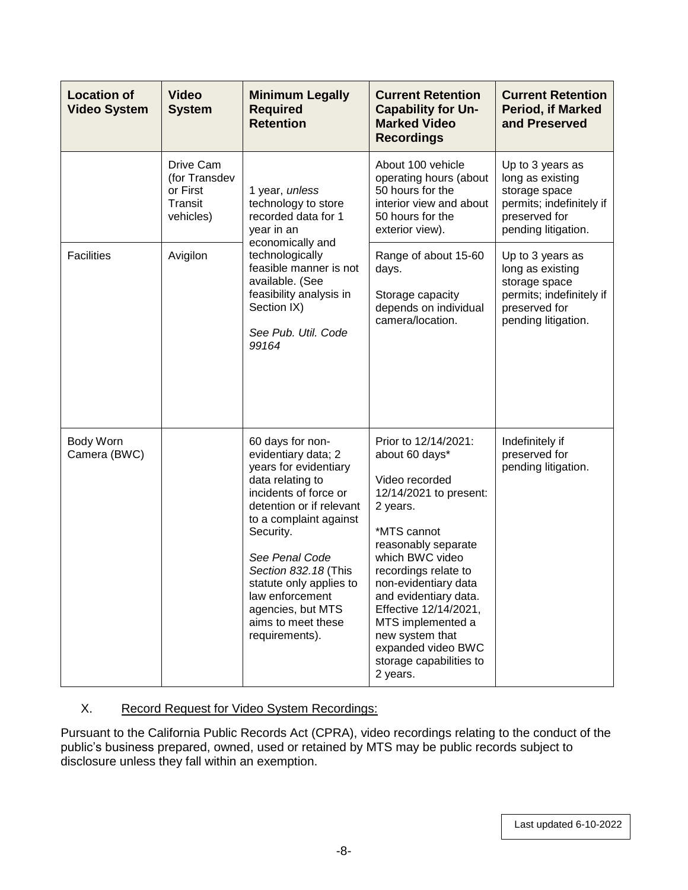| Location of Video System | Video System | Minimum Legally Required Retention | Current Retention Capability for Un-Marked Video Recordings | Current Retention Period, if Marked and Preserved |
|---|---|---|---|---|
| | Drive Cam (for Transdev or First Transit vehicles) | 1 year, *unless* technology to store recorded data for 1 year in an economically and technologically feasible manner is not available. (See feasibility analysis in Section IX) *See Pub. Util. Code 99164* | About 100 vehicle operating hours (about 50 hours for the interior view and about 50 hours for the exterior view). | Up to 3 years as long as existing storage space permits; indefinitely if preserved for pending litigation. |
| Facilities | Avigilon | | Range of about 15-60 days. Storage capacity depends on individual camera/location. | Up to 3 years as long as existing storage space permits; indefinitely if preserved for pending litigation. |
| Body Worn Camera (BWC) | | 60 days for non-evidentiary data; 2 years for evidentiary data relating to incidents of force or detention or if relevant to a complaint against Security. *See Penal Code Section 832.18* (This statute only applies to law enforcement agencies, but MTS aims to meet these requirements). | Prior to 12/14/2021: about 60 days* Video recorded 12/14/2021 to present: 2 years. *MTS cannot reasonably separate which BWC video recordings relate to non-evidentiary data and evidentiary data. Effective 12/14/2021, MTS implemented a new system that expanded video BWC storage capabilities to 2 years. | Indefinitely if preserved for pending litigation. |

X. Record Request for Video System Recordings:

Pursuant to the California Public Records Act (CPRA), video recordings relating to the conduct of the public's business prepared, owned, used or retained by MTS may be public records subject to disclosure unless they fall within an exemption.

Last updated 6-10-2022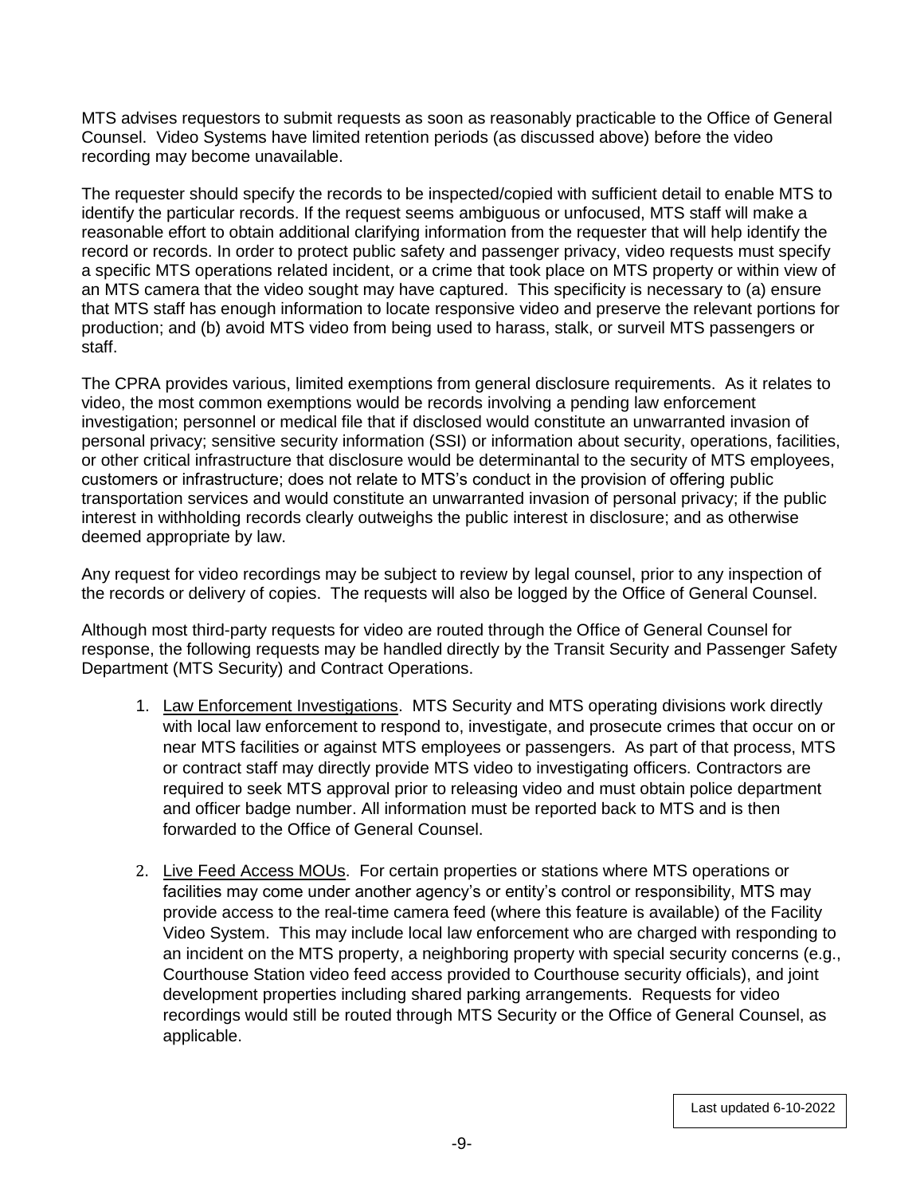MTS advises requestors to submit requests as soon as reasonably practicable to the Office of General Counsel. Video Systems have limited retention periods (as discussed above) before the video recording may become unavailable.

The requester should specify the records to be inspected/copied with sufficient detail to enable MTS to identify the particular records. If the request seems ambiguous or unfocused, MTS staff will make a reasonable effort to obtain additional clarifying information from the requester that will help identify the record or records. In order to protect public safety and passenger privacy, video requests must specify a specific MTS operations related incident, or a crime that took place on MTS property or within view of an MTS camera that the video sought may have captured. This specificity is necessary to (a) ensure that MTS staff has enough information to locate responsive video and preserve the relevant portions for production; and (b) avoid MTS video from being used to harass, stalk, or surveil MTS passengers or staff.

The CPRA provides various, limited exemptions from general disclosure requirements. As it relates to video, the most common exemptions would be records involving a pending law enforcement investigation; personnel or medical file that if disclosed would constitute an unwarranted invasion of personal privacy; sensitive security information (SSI) or information about security, operations, facilities, or other critical infrastructure that disclosure would be determinantal to the security of MTS employees, customers or infrastructure; does not relate to MTS's conduct in the provision of offering public transportation services and would constitute an unwarranted invasion of personal privacy; if the public interest in withholding records clearly outweighs the public interest in disclosure; and as otherwise deemed appropriate by law.

Any request for video recordings may be subject to review by legal counsel, prior to any inspection of the records or delivery of copies. The requests will also be logged by the Office of General Counsel.

Although most third-party requests for video are routed through the Office of General Counsel for response, the following requests may be handled directly by the Transit Security and Passenger Safety Department (MTS Security) and Contract Operations.

1. Law Enforcement Investigations. MTS Security and MTS operating divisions work directly with local law enforcement to respond to, investigate, and prosecute crimes that occur on or near MTS facilities or against MTS employees or passengers. As part of that process, MTS or contract staff may directly provide MTS video to investigating officers. Contractors are required to seek MTS approval prior to releasing video and must obtain police department and officer badge number. All information must be reported back to MTS and is then forwarded to the Office of General Counsel.

2. Live Feed Access MOUs. For certain properties or stations where MTS operations or facilities may come under another agency's or entity's control or responsibility, MTS may provide access to the real-time camera feed (where this feature is available) of the Facility Video System. This may include local law enforcement who are charged with responding to an incident on the MTS property, a neighboring property with special security concerns (e.g., Courthouse Station video feed access provided to Courthouse security officials), and joint development properties including shared parking arrangements. Requests for video recordings would still be routed through MTS Security or the Office of General Counsel, as applicable.

Last updated 6-10-2022